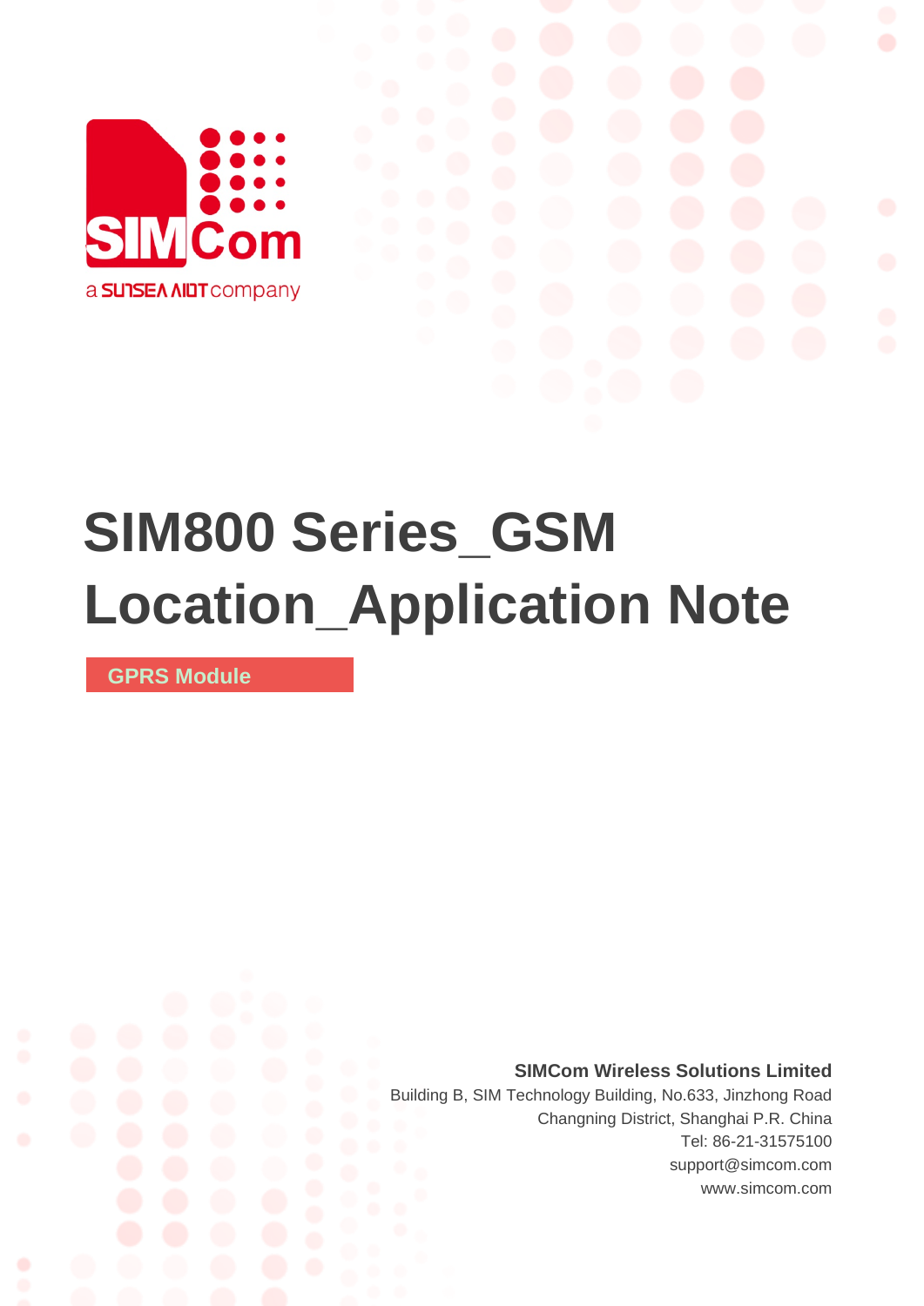# SIM800 Series_GSM Location_Application Note

**GPRS Module**

**SIMCom Wireless Solutions Limited**

Building B, SIM Technology Building, No.633, Jinzhong Road
Changning District, Shanghai P.R. China
Tel: 86-21-31575100
support@simcom.com
www.simcom.com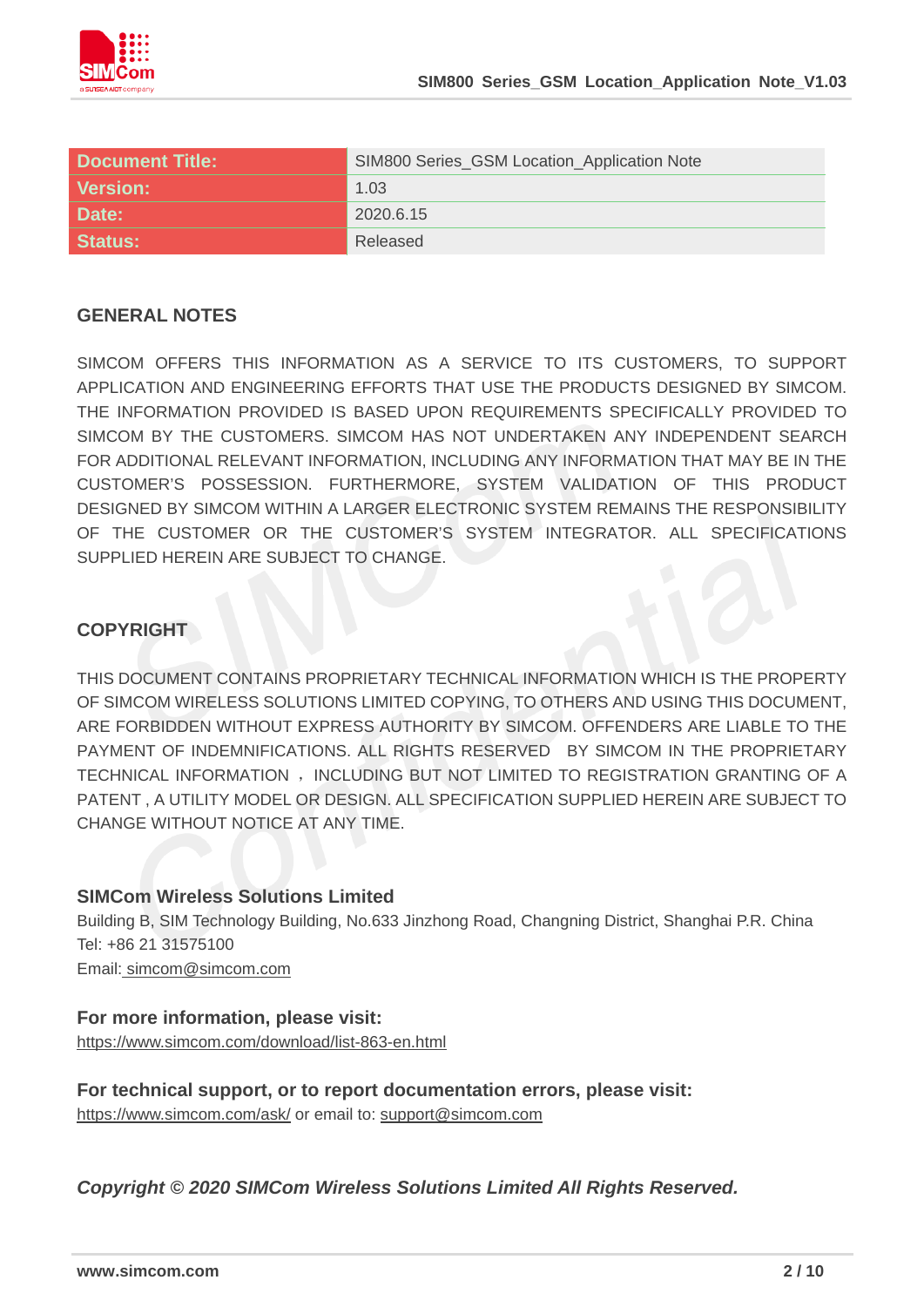| Document Title: | SIM800 Series_GSM Location_Application Note |
| --- | --- |
| Version: | 1.03 |
| Date: | 2020.6.15 |
| Status: | Released |

## GENERAL NOTES

SIMCOM OFFERS THIS INFORMATION AS A SERVICE TO ITS CUSTOMERS, TO SUPPORT APPLICATION AND ENGINEERING EFFORTS THAT USE THE PRODUCTS DESIGNED BY SIMCOM. THE INFORMATION PROVIDED IS BASED UPON REQUIREMENTS SPECIFICALLY PROVIDED TO SIMCOM BY THE CUSTOMERS. SIMCOM HAS NOT UNDERTAKEN ANY INDEPENDENT SEARCH FOR ADDITIONAL RELEVANT INFORMATION, INCLUDING ANY INFORMATION THAT MAY BE IN THE CUSTOMER'S POSSESSION. FURTHERMORE, SYSTEM VALIDATION OF THIS PRODUCT DESIGNED BY SIMCOM WITHIN A LARGER ELECTRONIC SYSTEM REMAINS THE RESPONSIBILITY OF THE CUSTOMER OR THE CUSTOMER'S SYSTEM INTEGRATOR. ALL SPECIFICATIONS SUPPLIED HEREIN ARE SUBJECT TO CHANGE.

## COPYRIGHT

THIS DOCUMENT CONTAINS PROPRIETARY TECHNICAL INFORMATION WHICH IS THE PROPERTY OF SIMCOM WIRELESS SOLUTIONS LIMITED COPYING, TO OTHERS AND USING THIS DOCUMENT, ARE FORBIDDEN WITHOUT EXPRESS AUTHORITY BY SIMCOM. OFFENDERS ARE LIABLE TO THE PAYMENT OF INDEMNIFICATIONS. ALL RIGHTS RESERVED BY SIMCOM IN THE PROPRIETARY TECHNICAL INFORMATION ，INCLUDING BUT NOT LIMITED TO REGISTRATION GRANTING OF A PATENT , A UTILITY MODEL OR DESIGN. ALL SPECIFICATION SUPPLIED HEREIN ARE SUBJECT TO CHANGE WITHOUT NOTICE AT ANY TIME.

**SIMCom Wireless Solutions Limited**
Building B, SIM Technology Building, No.633 Jinzhong Road, Changning District, Shanghai P.R. China
Tel: +86 21 31575100
Email: simcom@simcom.com

**For more information, please visit:**
https://www.simcom.com/download/list-863-en.html

**For technical support, or to report documentation errors, please visit:**
https://www.simcom.com/ask/ or email to: support@simcom.com

***Copyright © 2020 SIMCom Wireless Solutions Limited All Rights Reserved.***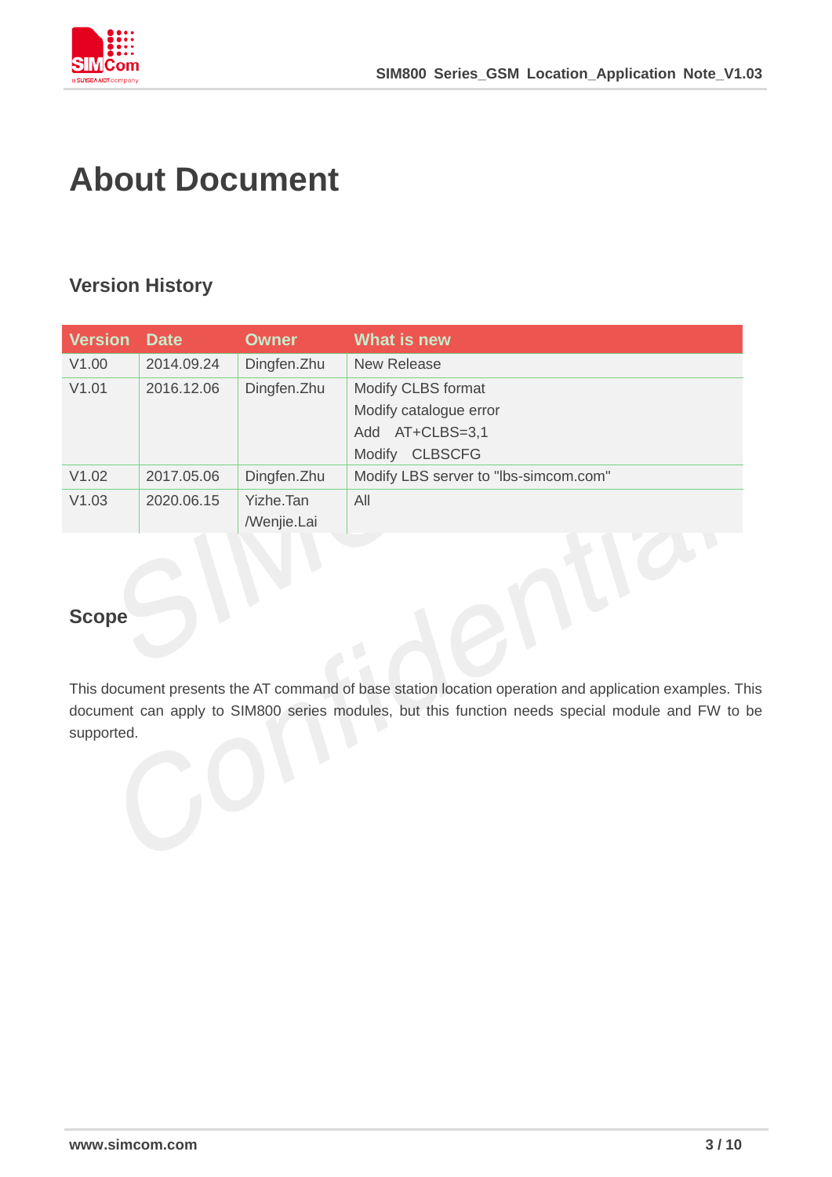# About Document

## Version History

| Version | Date | Owner | What is new |
|---|---|---|---|
| V1.00 | 2014.09.24 | Dingfen.Zhu | New Release |
| V1.01 | 2016.12.06 | Dingfen.Zhu | Modify CLBS format<br>Modify catalogue error<br>Add AT+CLBS=3,1<br>Modify CLBSCFG |
| V1.02 | 2017.05.06 | Dingfen.Zhu | Modify LBS server to "lbs-simcom.com" |
| V1.03 | 2020.06.15 | Yizhe.Tan<br>/Wenjie.Lai | All |

## Scope

This document presents the AT command of base station location operation and application examples. This document can apply to SIM800 series modules, but this function needs special module and FW to be supported.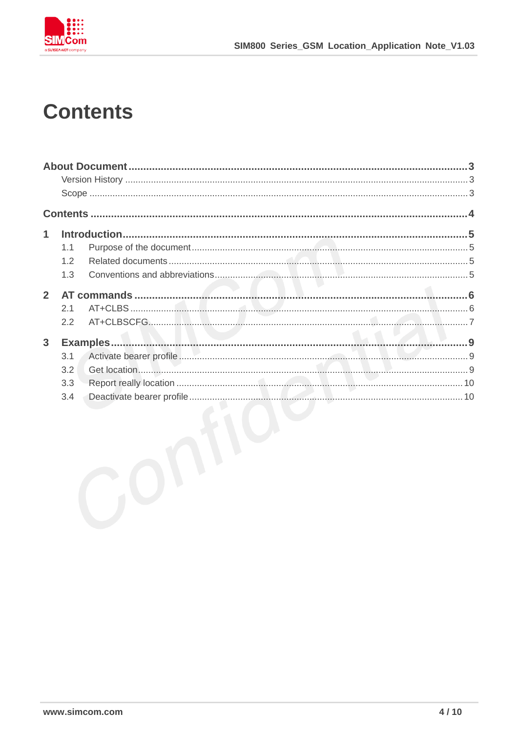# Contents

About Document ..................................................................................................................3

- Version History ..................................................................................................................3
- Scope ..................................................................................................................3

Contents ..................................................................................................................4

1 Introduction ..................................................................................................................5

- 1.1 Purpose of the document ..................................................................................................................5
- 1.2 Related documents ..................................................................................................................5
- 1.3 Conventions and abbreviations ..................................................................................................................5

2 AT commands ..................................................................................................................6

- 2.1 AT+CLBS ..................................................................................................................6
- 2.2 AT+CLBSCFG ..................................................................................................................7

3 Examples ..................................................................................................................9

- 3.1 Activate bearer profile ..................................................................................................................9
- 3.2 Get location ..................................................................................................................9
- 3.3 Report really location ..................................................................................................................10
- 3.4 Deactivate bearer profile ..................................................................................................................10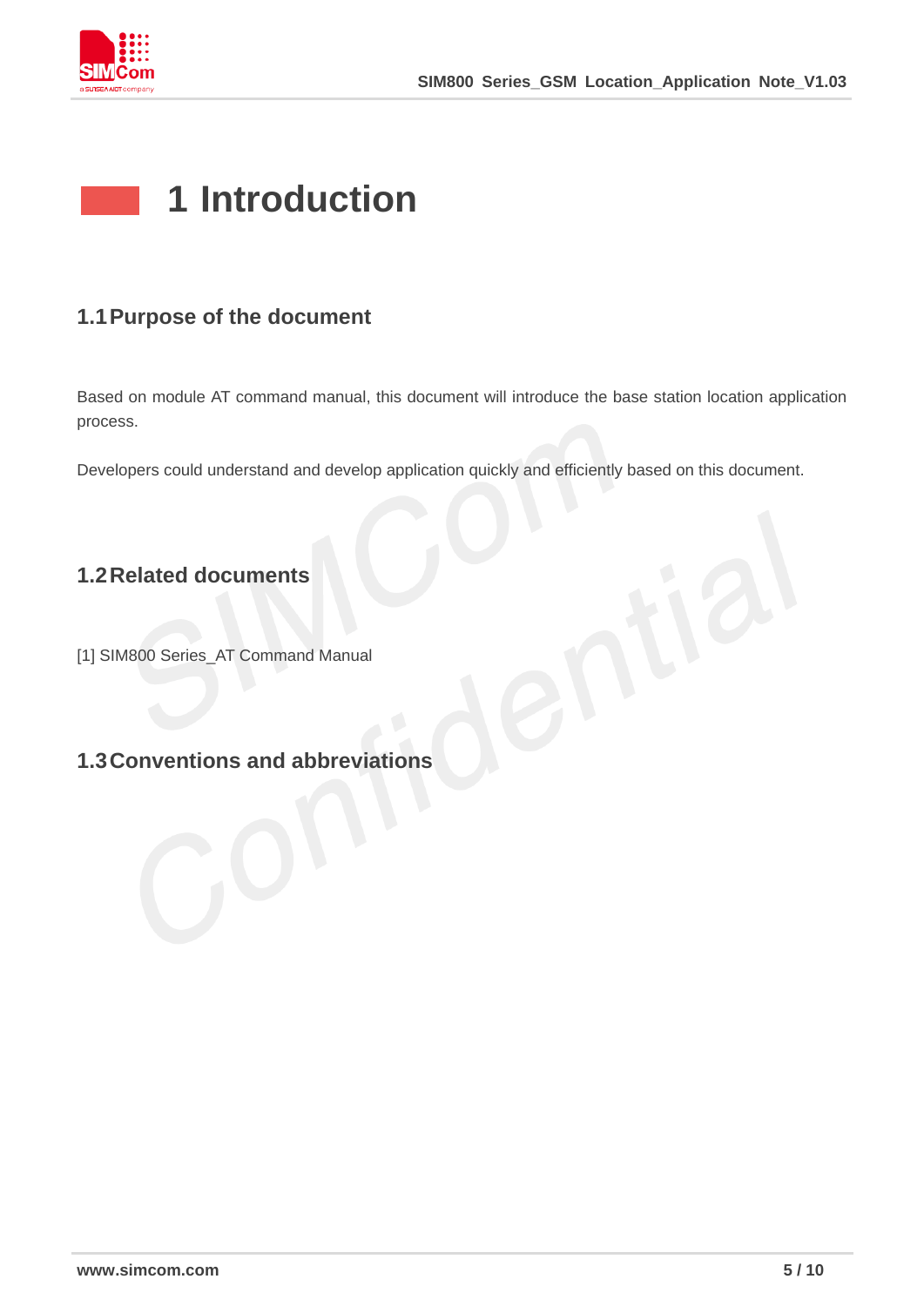# 1 Introduction

## 1.1 Purpose of the document

Based on module AT command manual, this document will introduce the base station location application process.

Developers could understand and develop application quickly and efficiently based on this document.

## 1.2 Related documents

[1] SIM800 Series_AT Command Manual

## 1.3 Conventions and abbreviations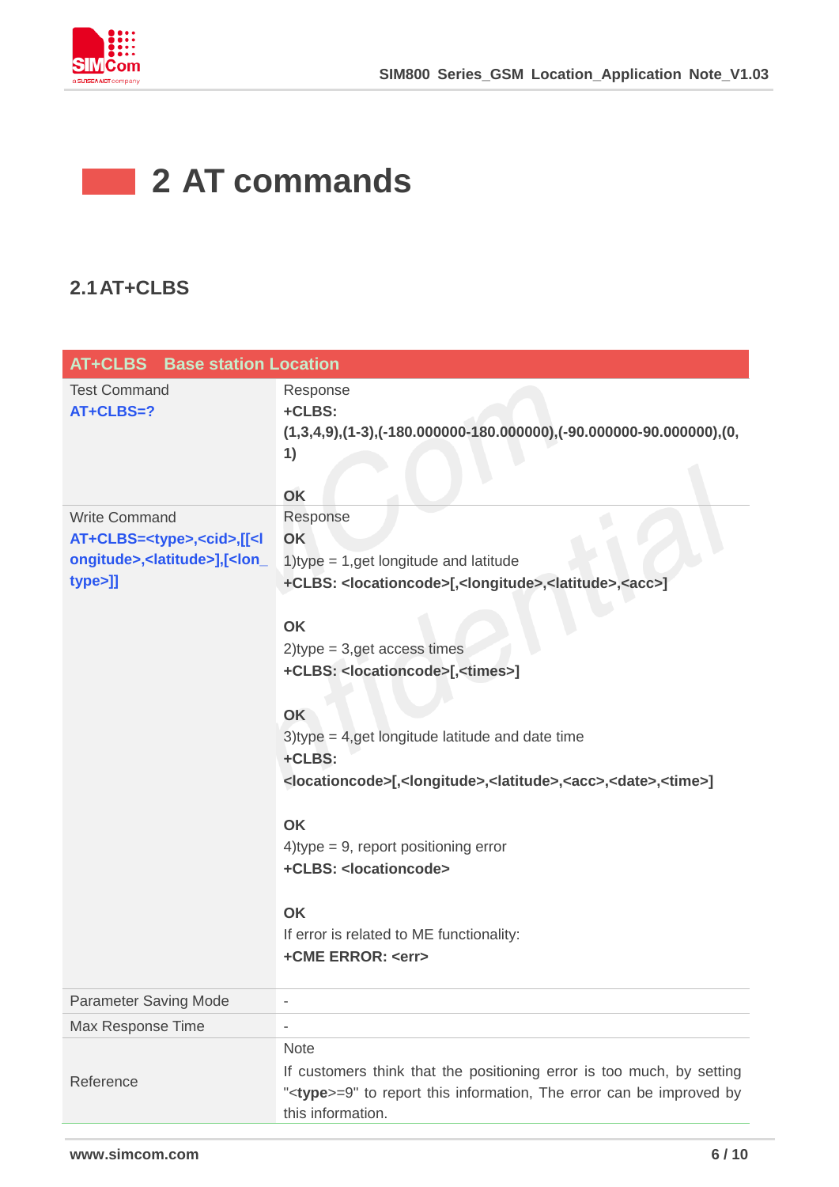# 2 AT commands

## 2.1 AT+CLBS

| AT+CLBS Base station Location | |
|---|---|
| Test Command<br>**AT+CLBS=?** | Response<br>**+CLBS: (1,3,4,9),(1-3),(-180.000000-180.000000),(-90.000000-90.000000),(0, 1)**<br><br>**OK** |
| Write Command<br>**AT+CLBS=<type>,<cid>,[[<longitude>,<latitude>],[<lon_type>]]** | Response<br>**OK**<br>1)type = 1,get longitude and latitude<br>**+CLBS: <locationcode>[,<longitude>,<latitude>,<acc>]**<br><br>**OK**<br>2)type = 3,get access times<br>**+CLBS: <locationcode>[,<times>]**<br><br>**OK**<br>3)type = 4,get longitude latitude and date time<br>**+CLBS: <locationcode>[,<longitude>,<latitude>,<acc>,<date>,<time>]**<br><br>**OK**<br>4)type = 9, report positioning error<br>**+CLBS: <locationcode>**<br><br>**OK**<br>If error is related to ME functionality:<br>**+CME ERROR: <err>** |
| Parameter Saving Mode | - |
| Max Response Time | - |
| Reference | Note<br>If customers think that the positioning error is too much, by setting "<**type**>=9" to report this information, The error can be improved by this information. |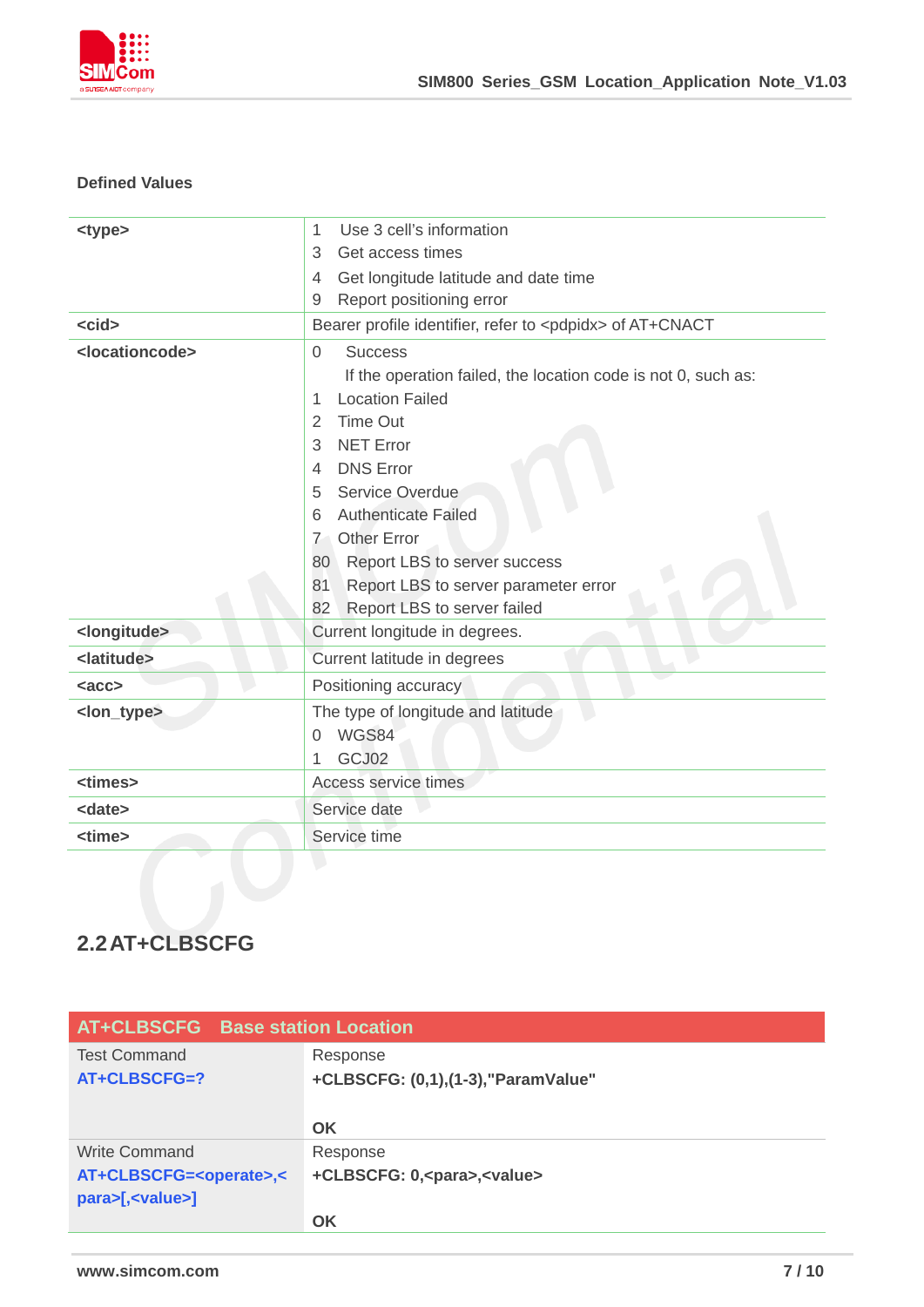**Defined Values**

| | |
|---|---|
| **<type>** | 1 Use 3 cell's information<br>3 Get access times<br>4 Get longitude latitude and date time<br>9 Report positioning error |
| **<cid>** | Bearer profile identifier, refer to <pdpidx> of AT+CNACT |
| **<locationcode>** | 0 Success<br>If the operation failed, the location code is not 0, such as:<br>1 Location Failed<br>2 Time Out<br>3 NET Error<br>4 DNS Error<br>5 Service Overdue<br>6 Authenticate Failed<br>7 Other Error<br>80 Report LBS to server success<br>81 Report LBS to server parameter error<br>82 Report LBS to server failed |
| **<longitude>** | Current longitude in degrees. |
| **<latitude>** | Current latitude in degrees |
| **<acc>** | Positioning accuracy |
| **<lon_type>** | The type of longitude and latitude<br>0 WGS84<br>1 GCJ02 |
| **<times>** | Access service times |
| **<date>** | Service date |
| **<time>** | Service time |

## 2.2 AT+CLBSCFG

| **AT+CLBSCFG** | **Base station Location** |
|---|---|
| Test Command<br>**AT+CLBSCFG=?** | Response<br>**+CLBSCFG: (0,1),(1-3),"ParamValue"**<br><br>**OK** |
| Write Command<br>**AT+CLBSCFG=<operate>,<para>[,<value>]** | Response<br>**+CLBSCFG: 0,<para>,<value>**<br><br>**OK** |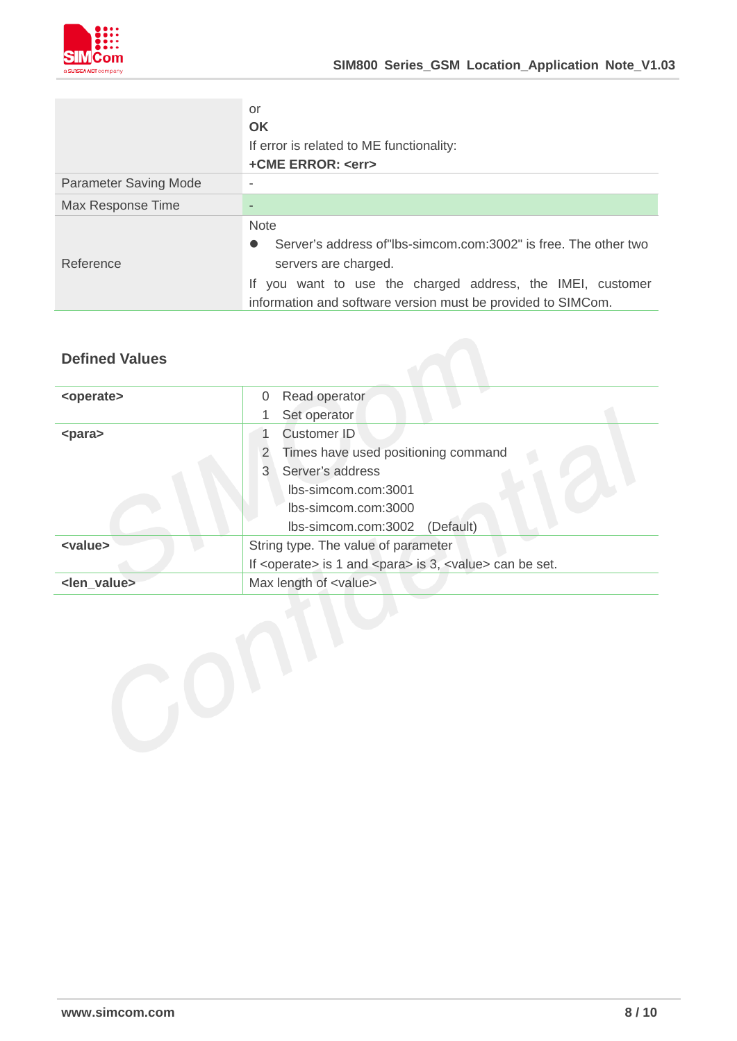| | or<br>**OK**<br>If error is related to ME functionality:<br>**+CME ERROR: <err>** |
|---|---|
| Parameter Saving Mode | - |
| Max Response Time | - |
| Reference | Note<br>● Server's address of"lbs-simcom.com:3002" is free. The other two servers are charged.<br>If you want to use the charged address, the IMEI, customer information and software version must be provided to SIMCom. |

## Defined Values

| | |
|---|---|
| **<operate>** | 0 Read operator<br>1 Set operator |
| **<para>** | 1 Customer ID<br>2 Times have used positioning command<br>3 Server's address<br>lbs-simcom.com:3001<br>lbs-simcom.com:3000<br>lbs-simcom.com:3002 (Default) |
| **<value>** | String type. The value of parameter<br>If <operate> is 1 and <para> is 3, <value> can be set. |
| **<len_value>** | Max length of <value> |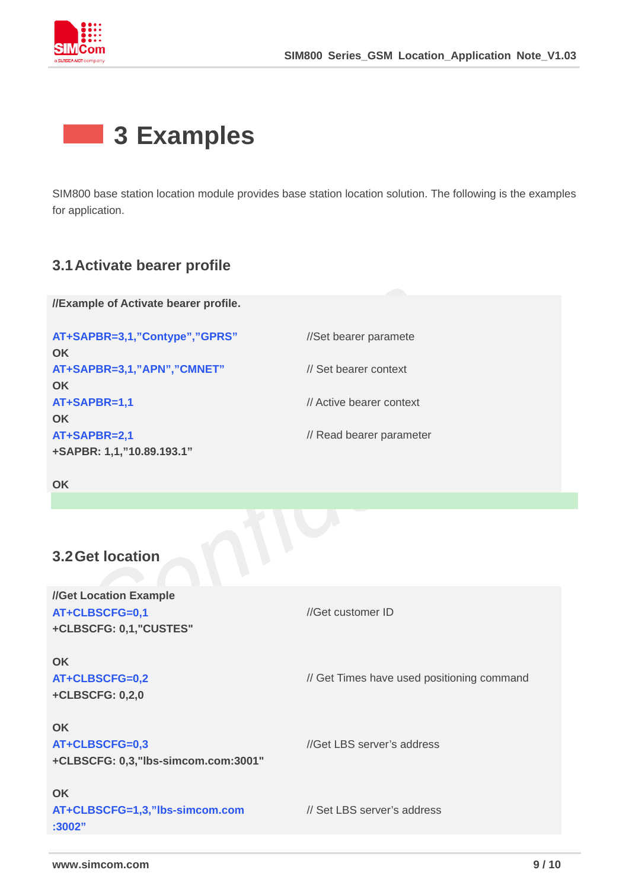# 3 Examples

SIM800 base station location module provides base station location solution. The following is the examples for application.

## 3.1 Activate bearer profile

**//Example of Activate bearer profile.**

| | |
|---|---|
| **AT+SAPBR=3,1,"Contype","GPRS"** | //Set bearer paramete |
| **OK** | |
| **AT+SAPBR=3,1,"APN","CMNET"** | // Set bearer context |
| **OK** | |
| **AT+SAPBR=1,1** | // Active bearer context |
| **OK** | |
| **AT+SAPBR=2,1** | // Read bearer parameter |
| **+SAPBR: 1,1,"10.89.193.1"** | |
| **OK** | |

## 3.2 Get location

**//Get Location Example**

| | |
|---|---|
| **AT+CLBSCFG=0,1** | //Get customer ID |
| **+CLBSCFG: 0,1,"CUSTES"** | |
| **OK** | |
| **AT+CLBSCFG=0,2** | // Get Times have used positioning command |
| **+CLBSCFG: 0,2,0** | |
| **OK** | |
| **AT+CLBSCFG=0,3** | //Get LBS server's address |
| **+CLBSCFG: 0,3,"lbs-simcom.com:3001"** | |
| **OK** | |
| **AT+CLBSCFG=1,3,"lbs-simcom.com :3002"** | // Set LBS server's address |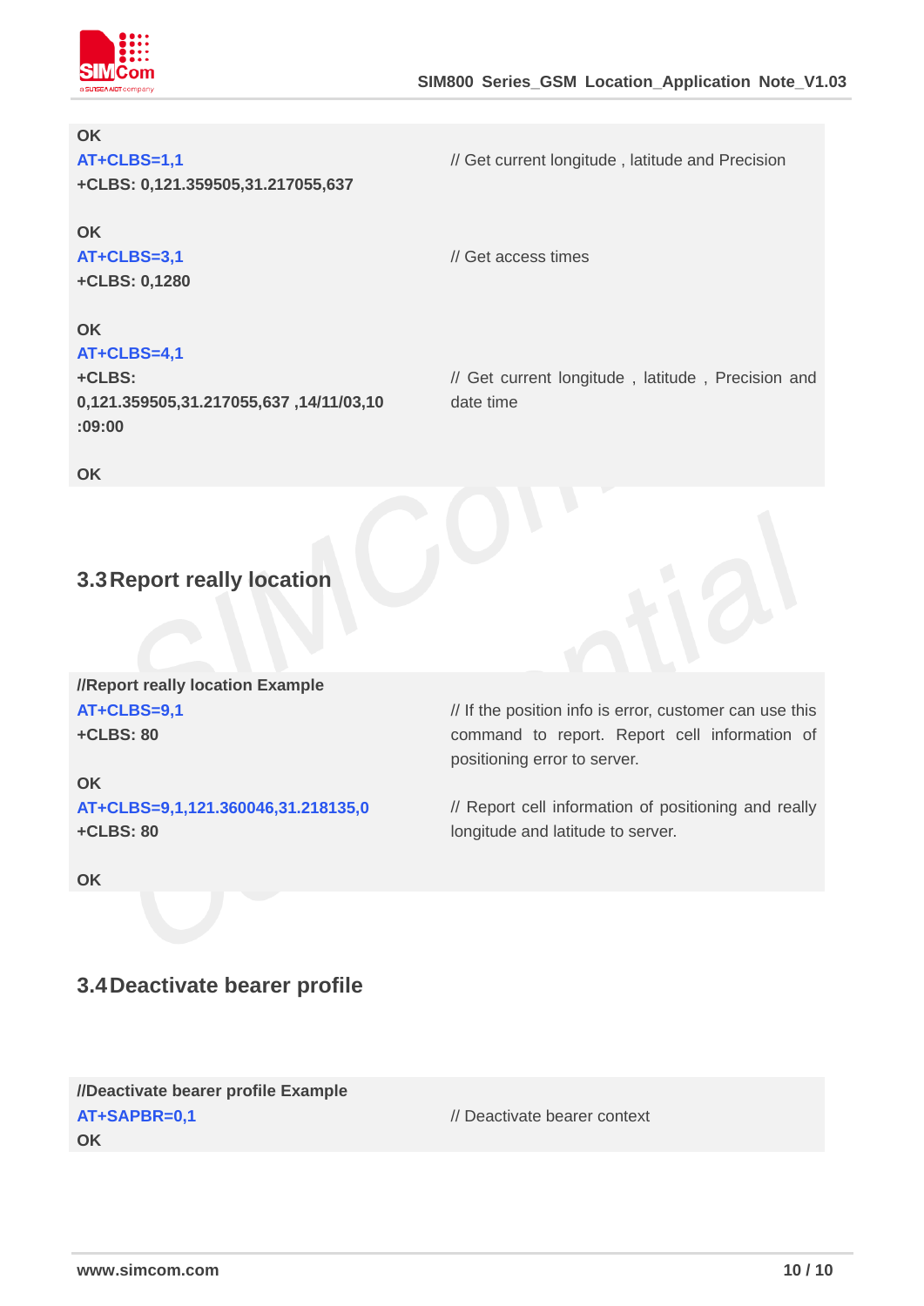| | |
|---|---|
| OK | |
| AT+CLBS=1,1 | // Get current longitude , latitude and Precision |
| +CLBS: 0,121.359505,31.217055,637 | |
| OK | |
| AT+CLBS=3,1 | // Get access times |
| +CLBS: 0,1280 | |
| OK | |
| AT+CLBS=4,1 | |
| +CLBS: 0,121.359505,31.217055,637 ,14/11/03,10 :09:00 | // Get current longitude , latitude , Precision and date time |
| OK | |

## 3.3 Report really location

| | |
|---|---|
| **//Report really location Example** | |
| AT+CLBS=9,1 | // If the position info is error, customer can use this command to report. Report cell information of positioning error to server. |
| +CLBS: 80 | |
| OK | |
| AT+CLBS=9,1,121.360046,31.218135,0 | // Report cell information of positioning and really longitude and latitude to server. |
| +CLBS: 80 | |
| OK | |

## 3.4 Deactivate bearer profile

| | |
|---|---|
| **//Deactivate bearer profile Example** | |
| AT+SAPBR=0,1 | // Deactivate bearer context |
| OK | |